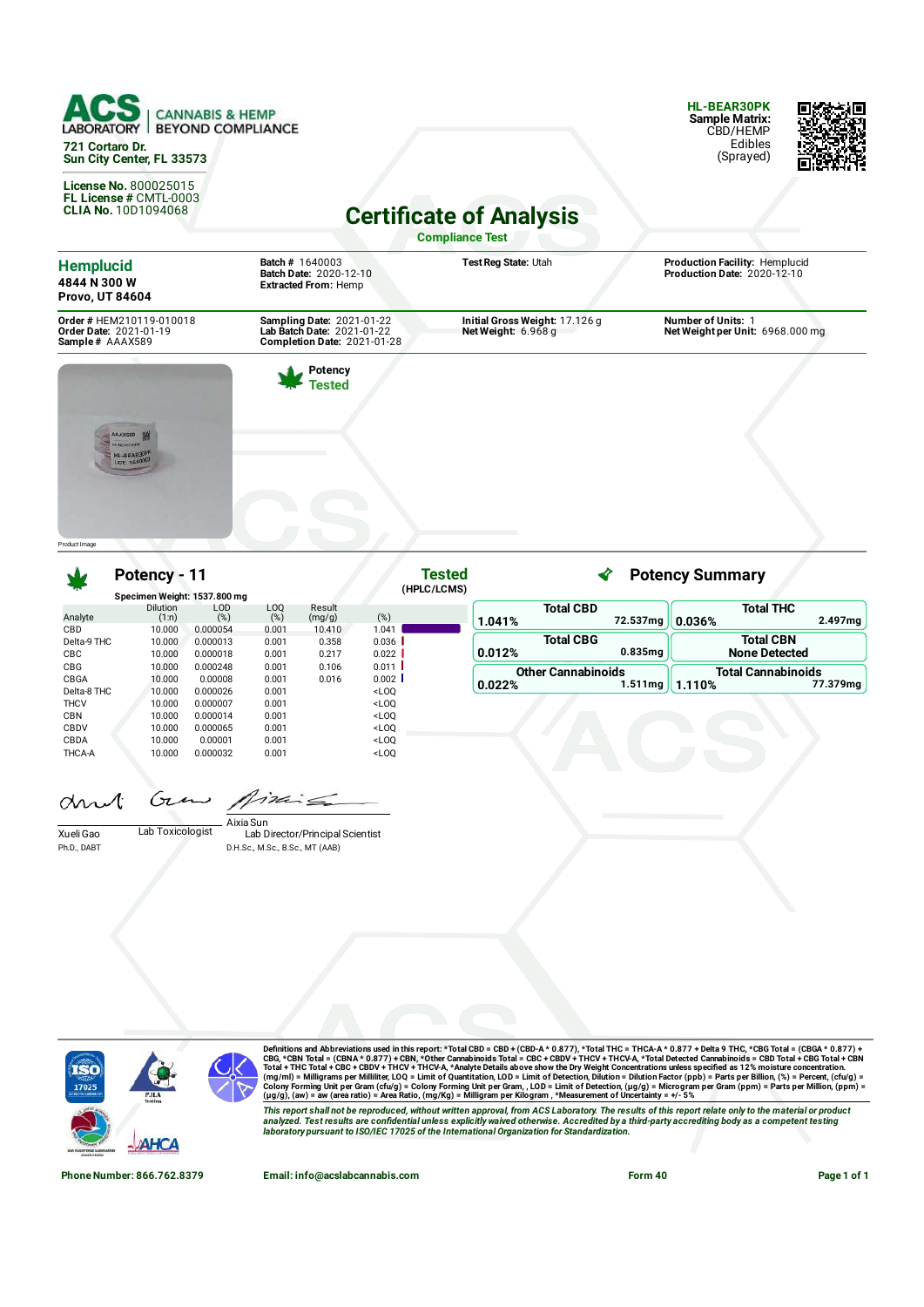**ACS LABORATORY** | CANNABIS & HEMP BEYOND COMPLIANCE

721 Cortaro Dr.
Sun City Center, FL 33573

License No. 800025015
FL License # CMTL-0003
CLIA No. 10D1094068

**HL-BEAR30PK**
**Sample Matrix:** CBD/HEMP Edibles (Sprayed)

# Certificate of Analysis

**Compliance Test**

| | | | |
|---|---|---|---|
| **Hemplucid** 4844 N 300 W Provo, UT 84604 | **Batch #** 1640003 **Batch Date:** 2020-12-10 **Extracted From:** Hemp | **Test Reg State:** Utah | **Production Facility:** Hemplucid **Production Date:** 2020-12-10 |
| **Order #** HEM210119-010018 **Order Date:** 2021-01-19 **Sample #** AAAX589 | **Sampling Date:** 2021-01-22 **Lab Batch Date:** 2021-01-22 **Completion Date:** 2021-01-28 | **Initial Gross Weight:** 17.126 g **Net Weight:** 6.968 g | **Number of Units:** 1 **Net Weight per Unit:** 6968.000 mg |

**Potency Tested**

Product Image

## Potency - 11

**Tested** (HPLC/LCMS)

Specimen Weight: 1537.800 mg

| Analyte | Dilution (1:n) | LOD (%) | LOQ (%) | Result (mg/g) | (%) |
|---|---|---|---|---|---|
| CBD | 10.000 | 0.000054 | 0.001 | 10.410 | 1.041 |
| Delta-9 THC | 10.000 | 0.000013 | 0.001 | 0.358 | 0.036 |
| CBC | 10.000 | 0.000018 | 0.001 | 0.217 | 0.022 |
| CBG | 10.000 | 0.000248 | 0.001 | 0.106 | 0.011 |
| CBGA | 10.000 | 0.00008 | 0.001 | 0.016 | 0.002 |
| Delta-8 THC | 10.000 | 0.000026 | 0.001 | | <LOQ |
| THCV | 10.000 | 0.000007 | 0.001 | | <LOQ |
| CBN | 10.000 | 0.000014 | 0.001 | | <LOQ |
| CBDV | 10.000 | 0.000065 | 0.001 | | <LOQ |
| CBDA | 10.000 | 0.00001 | 0.001 | | <LOQ |
| THCA-A | 10.000 | 0.000032 | 0.001 | | <LOQ |

## Potency Summary

| | |
|---|---|
| **Total CBD** 1.041% 72.537mg | **Total THC** 0.036% 2.497mg |
| **Total CBG** 0.012% 0.835mg | **Total CBN** None Detected |
| **Other Cannabinoids** 0.022% 1.511mg | **Total Cannabinoids** 1.110% 77.379mg |

Xueli Gao, Ph.D., DABT — Lab Toxicologist

Aixia Sun, D.H.Sc., M.Sc., B.Sc., MT (AAB) — Lab Director/Principal Scientist

Definitions and Abbreviations used in this report: *Total CBD = CBD + (CBD-A * 0.877), *Total THC = THCA-A * 0.877 + Delta 9 THC, *CBG Total = (CBGA * 0.877) + CBG, *CBN Total = (CBNA * 0.877) + CBN, *Other Cannabinoids Total = CBC + CBDV + THCV + THCV-A, *Total Detected Cannabinoids = CBD Total + CBG Total + CBN Total + THC Total + CBC + CBDV + THCV + THCV-A, *Analyte Details above show the Dry Weight Concentrations unless specified as 12% moisture concentration. (mg/ml) = Milligrams per Milliliter, LOQ = Limit of Quantitation, LOD = Limit of Detection, Dilution = Dilution Factor (ppb) = Parts per Billion, (%) = Percent, (cfu/g) = Colony Forming Unit per Gram (cfu/g) = Colony Forming Unit per Gram, , LOD = Limit of Detection, (µg/g) = Microgram per Gram (ppm) = Parts per Million, (ppm) = (µg/g), (aw) = aw (area ratio) = Area Ratio, (mg/Kg) = Milligram per Kilogram , *Measurement of Uncertainty = +/- 5%

*This report shall not be reproduced, without written approval, from ACS Laboratory. The results of this report relate only to the material or product analyzed. Test results are confidential unless explicitly waived otherwise. Accredited by a third-party accrediting body as a competent testing laboratory pursuant to ISO/IEC 17025 of the International Organization for Standardization.*

Phone Number: 866.762.8379 | Email: info@acslabcannabis.com | Form 40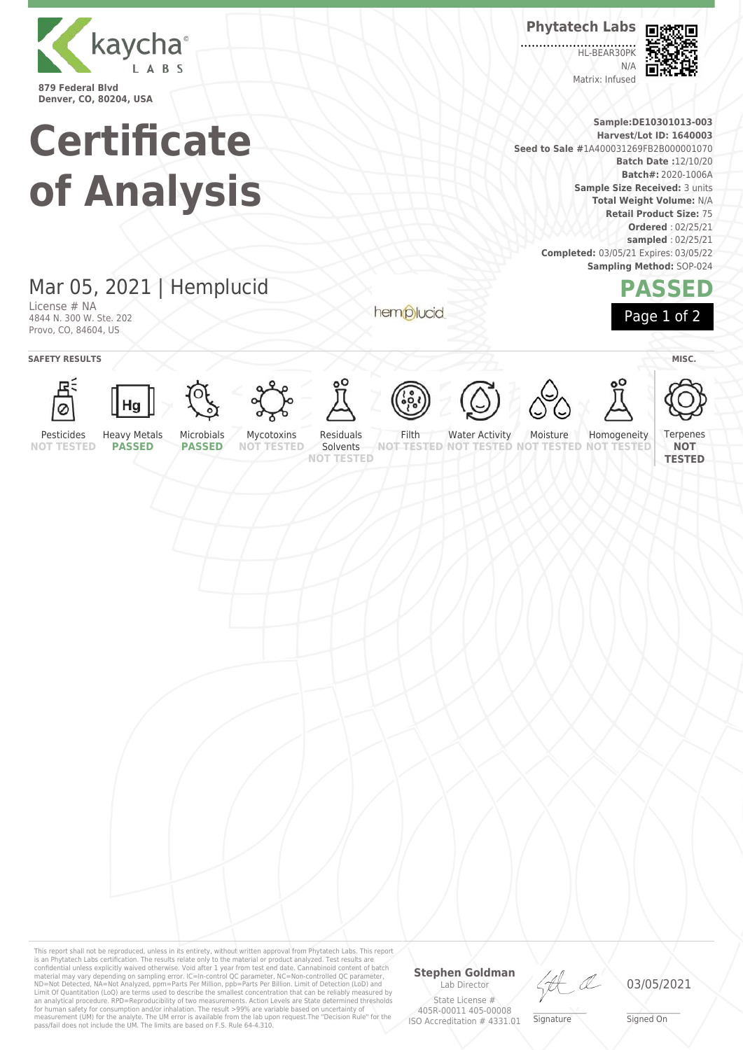kaycha LABS

879 Federal Blvd
Denver, CO, 80204, USA

# Certificate of Analysis

**Phytatech Labs**

HL-BEAR30PK
N/A
Matrix: Infused

**Sample:DE10301013-003**
**Harvest/Lot ID: 1640003**
**Seed to Sale** #1A400031269FB2B000001070
**Batch Date :**12/10/20
**Batch#:** 2020-1006A
**Sample Size Received:** 3 units
**Total Weight Volume:** N/A
**Retail Product Size:** 75
**Ordered** : 02/25/21
**sampled** : 02/25/21
**Completed:** 03/05/21 Expires: 03/05/22
**Sampling Method:** SOP-024

## Mar 05, 2021 | Hemplucid

License # NA
4844 N. 300 W. Ste. 202
Provo, CO, 84604, US

hemplucid

**PASSED**

**SAFETY RESULTS**

| Pesticides | Heavy Metals | Microbials | Mycotoxins | Residuals Solvents | Filth | Water Activity | Moisture | Homogeneity |
|---|---|---|---|---|---|---|---|---|
| NOT TESTED | PASSED | PASSED | NOT TESTED | NOT TESTED | NOT TESTED | NOT TESTED | NOT TESTED | NOT TESTED |

**MISC.**

| Terpenes |
|---|
| NOT TESTED |

This report shall not be reproduced, unless in its entirety, without written approval from Phytatech Labs. This report is an Phytatech Labs certification. The results relate only to the material or product analyzed. Test results are confidential unless explicitly waived otherwise. Void after 1 year from test end date. Cannabinoid content of batch material may vary depending on sampling error. IC=In-control QC parameter, NC=Non-controlled QC parameter, ND=Not Detected, NA=Not Analyzed, ppm=Parts Per Million, ppb=Parts Per Billion. Limit of Detection (LoD) and Limit Of Quantitation (LoQ) are terms used to describe the smallest concentration that can be reliably measured by an analytical procedure. RPD=Reproducibility of two measurements. Action Levels are State determined thresholds for human safety for consumption and/or inhalation. The result >99% are variable based on uncertainty of measurement (UM) for the analyte. The UM error is available from the lab upon request.The "Decision Rule" for the pass/fail does not include the UM. The limits are based on F.S. Rule 64-4.310.

**Stephen Goldman**
Lab Director

State License #
405R-00011 405-00008
ISO Accreditation # 4331.01

Signature

03/05/2021
Signed On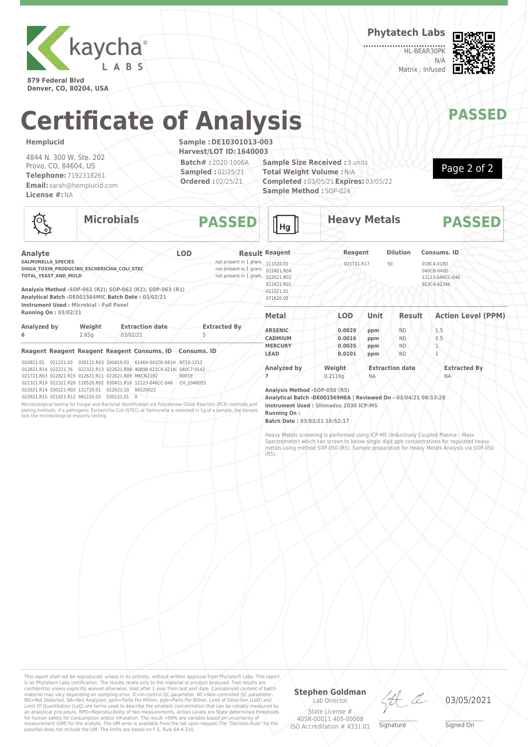kaycha LABS

879 Federal Blvd
Denver, CO, 80204, USA

**Phytatech Labs**
HL-BEAR30PK
N/A
Matrix : Infused

# Certificate of Analysis

**PASSED**

**Hemplucid**

4844 N. 300 W. Ste. 202
Provo, CO, 84604, US
**Telephone:** 7192318261
**Email:** sarah@hemplucid.com
**License #:** NA

**Sample : DE10301013-003**
**Harvest/LOT ID: 1640003**
**Batch# :** 2020-1006A
**Sampled :** 02/25/21
**Ordered :** 02/25/21

**Sample Size Received :** 3 units
**Total Weight Volume :** N/A
**Completed :** 03/05/21 **Expires:** 03/05/22
**Sample Method :** SOP-024

## Microbials — PASSED

| Analyte | LOD | Result |
|---|---|---|
| SALMONELLA_SPECIES | | not present in 1 gram. |
| SHIGA_TOXIN_PRODUCING_ESCHERICHIA_COLI_STEC | | not present in 1 gram. |
| TOTAL_YEAST_AND_MOLD | | not present in 1 gram. |

**Analysis Method -SOP-061 (R2); SOP-062 (R2); SOP-063 (R1)**
**Analytical Batch -DE001564MIC Batch Date : 03/02/21**
**Instrument Used : Microbial - Full Panel**
**Running On : 03/02/21**

| Analyzed by | Weight | Extraction date | Extracted By |
|---|---|---|---|
| 6 | 2.65g | 03/02/21 | 5 |

| Reagent | Reagent | Reagent | Reagent | Consums. ID | Consums. ID |
|---|---|---|---|---|---|
| 020821.01 | 021221.03 | 030121.R03 | 100419.03 | 61464-041C6-041H | NT10-1212 |
| 012821.R14 | 022221.76 | 022321.R13 | 022621.R08 | 40898-021C4-021AI | 040C7-0142 |
| 021721.R03 | 012821.R15 | 012621.R11 | 022621.R09 | MKCN2192 | 00019 |
| 022321.R19 | 022321.R20 | 120520.R02 | 030421.R16 | 12123-046CC-046 | CH_2048055 |
| 022621.R14 | 030221.R03 | 121720.01 | 012621.10 | 06520022 | |
| 022621.R15 | 021921.R12 | 081220.02 | 030121.01 | 0 | |

Microbiological testing for Fungal and Bacterial Identification via Polymerase Chain Reaction (PCR) methods and plating methods. If a pathogenic Escherichia Coli (STEC) or Salmonella is detected in 1g of a sample, the sample fails the microbiological-impurity testing.

## Heavy Metals — PASSED

| Reagent | Reagent | Dilution | Consums. ID |
|---|---|---|---|
| 111020.01 | 021721.R17 | 50 | 018C4-018D |
| 022421.R04 | | | 040CB-040D |
| 022621.R02 | | | 12123-046CC-046 |
| 022621.R01 | | | 923C4-923AK |
| 011521.01 | | | |
| 071620.05 | | | |

| Metal | LOD | Unit | Result | Action Level (PPM) |
|---|---|---|---|---|
| ARSENIC | 0.0020 | ppm | ND | 1.5 |
| CADMIUM | 0.0016 | ppm | ND | 0.5 |
| MERCURY | 0.0035 | ppm | ND | 1 |
| LEAD | 0.0101 | ppm | ND | 1 |

| Analyzed by | Weight | Extraction date | Extracted By |
|---|---|---|---|
| 7 | 0.2119g | NA | NA |

**Analysis Method -SOP-050 (R5)**
**Analytical Batch -DE001569HEA | Reviewed On - 03/04/21 08:53:28**
**Instrument Used : Shimadzu 2030 ICP-MS**
**Running On :**
**Batch Date : 03/02/21 16:52:17**

Heavy Metals screening is performed using ICP-MS (Inductively Coupled Plasma - Mass Spectrometer) which can screen to below single digit ppb concentrations for regulated heavy metals using method SOP-050 (R5). Sample preparation for Heavy Metals Analysis via SOP-050 (R5).

This report shall not be reproduced, unless in its entirety, without written approval from Phytatech Labs. This report is an Phytatech Labs certification. The results relate only to the material or product analyzed. Test results are confidential unless explicitly waived otherwise. Void after 1 year from test end date. Cannabinoid content of batch material may vary depending on sampling error. IC=In-control QC parameter, NC=Non-controlled QC parameter, ND=Not Detected, NA=Not Analyzed, ppm=Parts Per Million, ppb=Parts Per Billion. Limit of Detection (LoD) and Limit Of Quantitation (LoQ) are terms used to describe the smallest concentration that can be reliably measured by an analytical procedure. RPD=Reproducibility of two measurements. Action Levels are State determined thresholds for human safety for consumption and/or inhalation. The result >99% are variable based on uncertainty of measurement (UM) for the analyte. The UM error is available from the lab upon request.The "Decision Rule" for the pass/fail does not include the UM. The limits are based on F.S. Rule 64-4.310.

**Stephen Goldman**
Lab Director
State License #
405R-00011 405-00008
ISO Accreditation # 4331.01

Signature

03/05/2021
Signed On